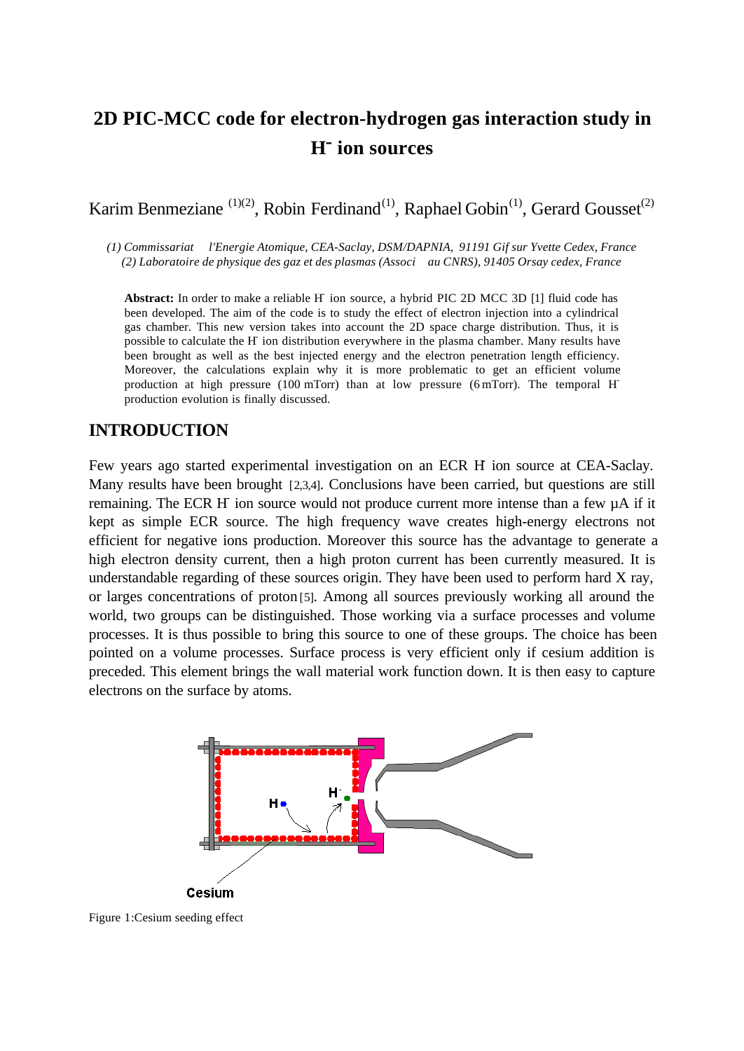# 2D PIC-MCC code for electron-hydrogen gas interaction study in $H^-$ ion sources

Karim Benmeziane [(1)(2)], Robin Ferdinand[(1)], Raphael Gobin[(1)], Gerard Gousset[(2)]

*(1) Commissariat l'Energie Atomique, CEA-Saclay, DSM/DAPNIA, 91191 Gif sur Yvette Cedex, France*
*(2) Laboratoire de physique des gaz et des plasmas (Associ au CNRS), 91405 Orsay cedex, France*

**Abstract:** In order to make a reliable $H^-$ ion source, a hybrid PIC 2D MCC 3D [1] fluid code has been developed. The aim of the code is to study the effect of electron injection into a cylindrical gas chamber. This new version takes into account the 2D space charge distribution. Thus, it is possible to calculate the $H^-$ ion distribution everywhere in the plasma chamber. Many results have been brought as well as the best injected energy and the electron penetration length efficiency. Moreover, the calculations explain why it is more problematic to get an efficient volume production at high pressure (100 mTorr) than at low pressure (6 mTorr). The temporal $H^-$ production evolution is finally discussed.

## INTRODUCTION

Few years ago started experimental investigation on an ECR $H^-$ ion source at CEA-Saclay. Many results have been brought [2,3,4]. Conclusions have been carried, but questions are still remaining. The ECR $H^-$ ion source would not produce current more intense than a few µA if it kept as simple ECR source. The high frequency wave creates high-energy electrons not efficient for negative ions production. Moreover this source has the advantage to generate a high electron density current, then a high proton current has been currently measured. It is understandable regarding of these sources origin. They have been used to perform hard X ray, or larges concentrations of proton [5]. Among all sources previously working all around the world, two groups can be distinguished. Those working via a surface processes and volume processes. It is thus possible to bring this source to one of these groups. The choice has been pointed on a volume processes. Surface process is very efficient only if cesium addition is preceded. This element brings the wall material work function down. It is then easy to capture electrons on the surface by atoms.

H

$H^-$

Cesium

Figure 1:Cesium seeding effect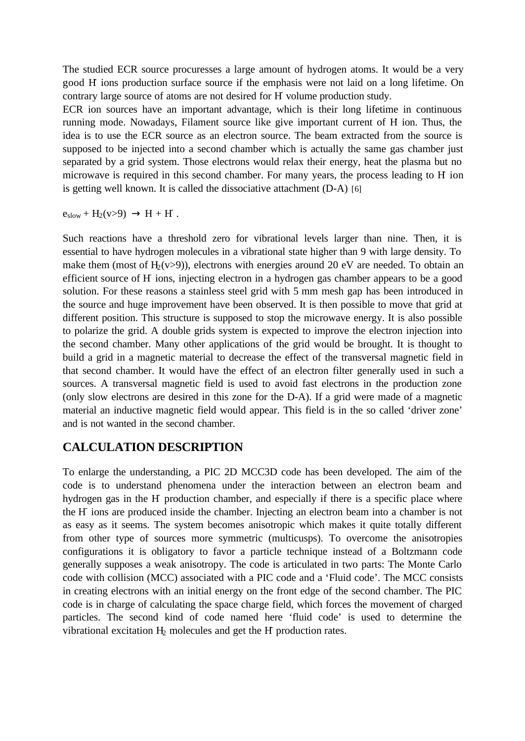The studied ECR source procuresses a large amount of hydrogen atoms. It would be a very good $H^-$ ions production surface source if the emphasis were not laid on a long lifetime. On contrary large source of atoms are not desired for $H^-$ volume production study.

ECR ion sources have an important advantage, which is their long lifetime in continuous running mode. Nowadays, Filament source like give important current of $H^-$ ion. Thus, the idea is to use the ECR source as an electron source. The beam extracted from the source is supposed to be injected into a second chamber which is actually the same gas chamber just separated by a grid system. Those electrons would relax their energy, heat the plasma but no microwave is required in this second chamber. For many years, the process leading to $H^-$ ion is getting well known. It is called the dissociative attachment (D-A) [6]

$$e_{slow} + H_2(v>9) \rightarrow H + H^- .$$

Such reactions have a threshold zero for vibrational levels larger than nine. Then, it is essential to have hydrogen molecules in a vibrational state higher than 9 with large density. To make them (most of $H_2(v>9)$), electrons with energies around 20 eV are needed. To obtain an efficient source of $H^-$ ions, injecting electron in a hydrogen gas chamber appears to be a good solution. For these reasons a stainless steel grid with 5 mm mesh gap has been introduced in the source and huge improvement have been observed. It is then possible to move that grid at different position. This structure is supposed to stop the microwave energy. It is also possible to polarize the grid. A double grids system is expected to improve the electron injection into the second chamber. Many other applications of the grid would be brought. It is thought to build a grid in a magnetic material to decrease the effect of the transversal magnetic field in that second chamber. It would have the effect of an electron filter generally used in such a sources. A transversal magnetic field is used to avoid fast electrons in the production zone (only slow electrons are desired in this zone for the D-A). If a grid were made of a magnetic material an inductive magnetic field would appear. This field is in the so called 'driver zone' and is not wanted in the second chamber.

## CALCULATION DESCRIPTION

To enlarge the understanding, a PIC 2D MCC3D code has been developed. The aim of the code is to understand phenomena under the interaction between an electron beam and hydrogen gas in the $H^-$ production chamber, and especially if there is a specific place where the $H^-$ ions are produced inside the chamber. Injecting an electron beam into a chamber is not as easy as it seems. The system becomes anisotropic which makes it quite totally different from other type of sources more symmetric (multicusps). To overcome the anisotropies configurations it is obligatory to favor a particle technique instead of a Boltzmann code generally supposes a weak anisotropy. The code is articulated in two parts: The Monte Carlo code with collision (MCC) associated with a PIC code and a 'Fluid code'. The MCC consists in creating electrons with an initial energy on the front edge of the second chamber. The PIC code is in charge of calculating the space charge field, which forces the movement of charged particles. The second kind of code named here 'fluid code' is used to determine the vibrational excitation $H_2$ molecules and get the $H^-$ production rates.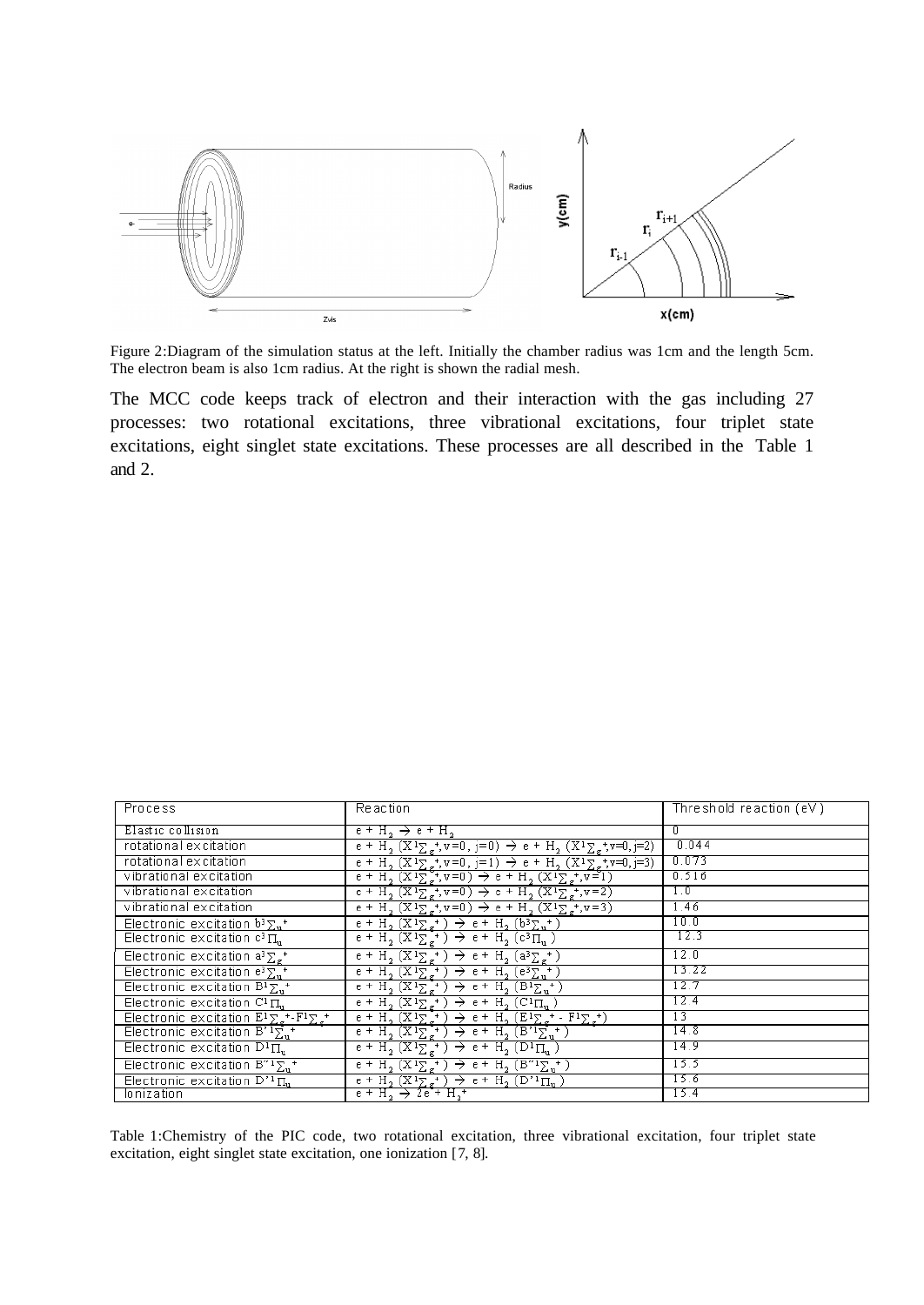Radius

Zvis

y(cm)

x(cm)

$r_{i+1}$

$r_i$

$r_{i-1}$

Figure 2:Diagram of the simulation status at the left. Initially the chamber radius was 1cm and the length 5cm. The electron beam is also 1cm radius. At the right is shown the radial mesh.

The MCC code keeps track of electron and their interaction with the gas including 27 processes: two rotational excitations, three vibrational excitations, four triplet state excitations, eight singlet state excitations. These processes are all described in the Table 1 and 2.

| Process | Reaction | Threshold reaction (eV) |
|---|---|---|
| Elastic collision | $e + H_2 \rightarrow e + H_2$ | 0 |
| rotational excitation | $e + H_2\ (X^1\Sigma_g^+, v=0, j=0) \rightarrow e + H_2\ (X^1\Sigma_g^+, v=0, j=2)$ | 0.044 |
| rotational excitation | $e + H_2\ (X^1\Sigma_g^+, v=0, j=1) \rightarrow e + H_2\ (X^1\Sigma_g^+, v=0, j=3)$ | 0.073 |
| vibrational excitation | $e + H_2\ (X^1\Sigma_g^+, v=0) \rightarrow e + H_2\ (X^1\Sigma_g^+, v=1)$ | 0.516 |
| vibrational excitation | $e + H_2\ (X^1\Sigma_g^+, v=0) \rightarrow e + H_2\ (X^1\Sigma_g^+, v=2)$ | 1.0 |
| vibrational excitation | $e + H_2\ (X^1\Sigma_g^+, v=0) \rightarrow e + H_2\ (X^1\Sigma_g^+, v=3)$ | 1.46 |
| Electronic excitation $b^3\Sigma_u^+$ | $e + H_2\ (X^1\Sigma_g^+) \rightarrow e + H_2\ (b^3\Sigma_u^+)$ | 10.0 |
| Electronic excitation $c^3\Pi_u$ | $e + H_2\ (X^1\Sigma_g^+) \rightarrow e + H_2\ (c^3\Pi_u)$ | 12.3 |
| Electronic excitation $a^3\Sigma_g^+$ | $e + H_2\ (X^1\Sigma_g^+) \rightarrow e + H_2\ (a^3\Sigma_g^+)$ | 12.0 |
| Electronic excitation $e^3\Sigma_u^+$ | $e + H_2\ (X^1\Sigma_g^+) \rightarrow e + H_2\ (e^3\Sigma_u^+)$ | 13.22 |
| Electronic excitation $B^1\Sigma_u^+$ | $e + H_2\ (X^1\Sigma_g^+) \rightarrow e + H_2\ (B^1\Sigma_u^+)$ | 12.7 |
| Electronic excitation $C^1\Pi_u$ | $e + H_2\ (X^1\Sigma_g^+) \rightarrow e + H_2\ (C^1\Pi_u)$ | 12.4 |
| Electronic excitation $E^1\Sigma_g^+$-$F^1\Sigma_g^+$ | $e + H_2\ (X^1\Sigma_g^+) \rightarrow e + H_2\ (E^1\Sigma_g^+ - F^1\Sigma_g^+)$ | 13 |
| Electronic excitation $B'^1\Sigma_u^+$ | $e + H_2\ (X^1\Sigma_g^+) \rightarrow e + H_2\ (B'^1\Sigma_u^+)$ | 14.8 |
| Electronic excitation $D^1\Pi_u$ | $e + H_2\ (X^1\Sigma_g^+) \rightarrow e + H_2\ (D^1\Pi_u)$ | 14.9 |
| Electronic excitation $B''^1\Sigma_u^+$ | $e + H_2\ (X^1\Sigma_g^+) \rightarrow e + H_2\ (B''^1\Sigma_u^+)$ | 15.5 |
| Electronic excitation $D'^1\Pi_u$ | $e + H_2\ (X^1\Sigma_g^+) \rightarrow e + H_2\ (D'^1\Pi_u)$ | 15.6 |
| Ionization | $e + H_2 \rightarrow 2e + H_2^+$ | 15.4 |

Table 1:Chemistry of the PIC code, two rotational excitation, three vibrational excitation, four triplet state excitation, eight singlet state excitation, one ionization [7, 8].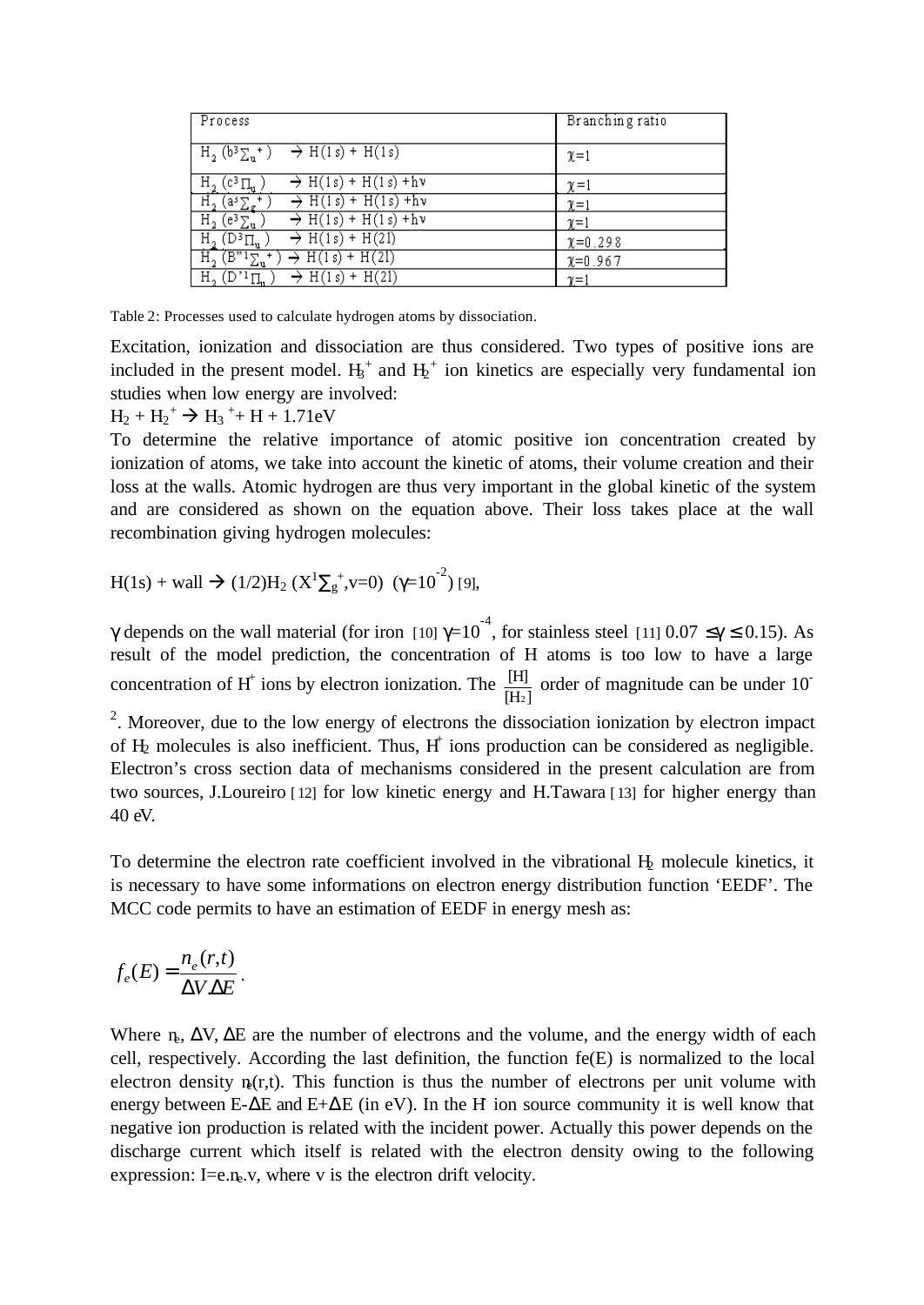| Process | Branching ratio |
|---|---|
| $H_2\ (b^3\Sigma_u^+) \rightarrow H(1s) + H(1s)$ | $\chi=1$ |
| $H_2\ (c^3\Pi_u) \rightarrow H(1s) + H(1s) + h\nu$ | $\chi=1$ |
| $H_2\ (a^3\Sigma_g^+) \rightarrow H(1s) + H(1s) + h\nu$ | $\chi=1$ |
| $H_2\ (e^3\Sigma_u) \rightarrow H(1s) + H(1s) + h\nu$ | $\chi=1$ |
| $H_2\ (D^3\Pi_u) \rightarrow H(1s) + H(2l)$ | $\chi=0.298$ |
| $H_2\ (B''^1\Sigma_u^+) \rightarrow H(1s) + H(2l)$ | $\chi=0.967$ |
| $H_2\ (D'^1\Pi_u) \rightarrow H(1s) + H(2l)$ | $\chi=1$ |

Table 2: Processes used to calculate hydrogen atoms by dissociation.

Excitation, ionization and dissociation are thus considered. Two types of positive ions are included in the present model. $H_3^+$ and $H_2^+$ ion kinetics are especially very fundamental ion studies when low energy are involved:

$H_2 + H_2^+ \rightarrow H_3^+ + H + 1.71eV$

To determine the relative importance of atomic positive ion concentration created by ionization of atoms, we take into account the kinetic of atoms, their volume creation and their loss at the walls. Atomic hydrogen are thus very important in the global kinetic of the system and are considered as shown on the equation above. Their loss takes place at the wall recombination giving hydrogen molecules:

$H(1s) + wall \rightarrow (1/2)H_2\ (X^1\Sigma_g^+, v=0)\ (\gamma=10^{-2})$ [9],

$\gamma$ depends on the wall material (for iron [10] $\gamma=10^{-4}$, for stainless steel [11] $0.07 \leq \gamma \leq 0.15$). As result of the model prediction, the concentration of H atoms is too low to have a large concentration of $H^+$ ions by electron ionization. The $\frac{[H]}{[H_2]}$ order of magnitude can be under $10^{-2}$. Moreover, due to the low energy of electrons the dissociation ionization by electron impact of $H_2$ molecules is also inefficient. Thus, $H^+$ ions production can be considered as negligible. Electron's cross section data of mechanisms considered in the present calculation are from two sources, J.Loureiro [12] for low kinetic energy and H.Tawara [13] for higher energy than 40 eV.

To determine the electron rate coefficient involved in the vibrational $H_2$ molecule kinetics, it is necessary to have some informations on electron energy distribution function 'EEDF'. The MCC code permits to have an estimation of EEDF in energy mesh as:

$$f_e(E) = \frac{n_e(r,t)}{\Delta V . \Delta E}.$$

Where $n_e$, $\Delta V$, $\Delta E$ are the number of electrons and the volume, and the energy width of each cell, respectively. According the last definition, the function fe(E) is normalized to the local electron density $n_e(r,t)$. This function is thus the number of electrons per unit volume with energy between $E-\Delta E$ and $E+\Delta E$ (in eV). In the $H^-$ ion source community it is well know that negative ion production is related with the incident power. Actually this power depends on the discharge current which itself is related with the electron density owing to the following expression: $I=e.n_e.v$, where v is the electron drift velocity.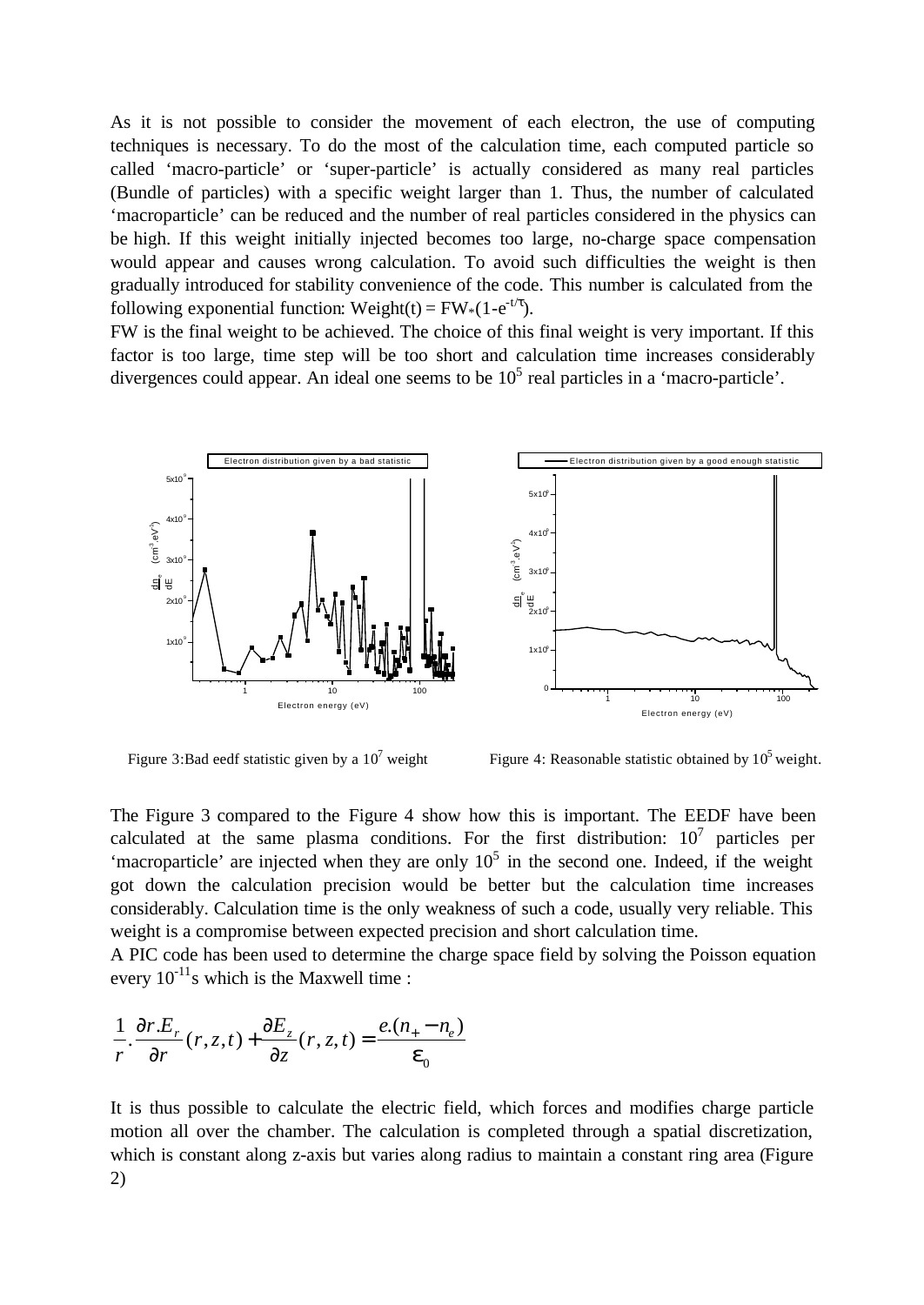As it is not possible to consider the movement of each electron, the use of computing techniques is necessary. To do the most of the calculation time, each computed particle so called 'macro-particle' or 'super-particle' is actually considered as many real particles (Bundle of particles) with a specific weight larger than 1. Thus, the number of calculated 'macroparticle' can be reduced and the number of real particles considered in the physics can be high. If this weight initially injected becomes too large, no-charge space compensation would appear and causes wrong calculation. To avoid such difficulties the weight is then gradually introduced for stability convenience of the code. This number is calculated from the following exponential function: Weight(t) = $FW_*(1-e^{-t/\tau})$.

FW is the final weight to be achieved. The choice of this final weight is very important. If this factor is too large, time step will be too short and calculation time increases considerably divergences could appear. An ideal one seems to be $10^5$ real particles in a 'macro-particle'.

Electron distribution given by a bad statistic

$\frac{dn_e}{dE}$ (cm$^{-3}$.eV$^{-1}$)

5x10$^9$
4x10$^9$
3x10$^9$
2x10$^9$
1x10$^9$

1
10
100

Electron energy (eV)

Figure 3:Bad eedf statistic given by a $10^7$ weight

Electron distribution given by a good enough statistic

$\frac{dn_e}{dE}$ (cm$^{-3}$.eV$^{-1}$)

5x10$^9$
4x10$^9$
3x10$^9$
2x10$^9$
1x10$^9$
0

1
10
100

Electron energy (eV)

Figure 4: Reasonable statistic obtained by $10^5$ weight.

The Figure 3 compared to the Figure 4 show how this is important. The EEDF have been calculated at the same plasma conditions. For the first distribution: $10^7$ particles per 'macroparticle' are injected when they are only $10^5$ in the second one. Indeed, if the weight got down the calculation precision would be better but the calculation time increases considerably. Calculation time is the only weakness of such a code, usually very reliable. This weight is a compromise between expected precision and short calculation time.

A PIC code has been used to determine the charge space field by solving the Poisson equation every $10^{-11}$s which is the Maxwell time :

$$\frac{1}{r}.\frac{\partial r.E_r}{\partial r}(r,z,t) + \frac{\partial E_z}{\partial z}(r,z,t) = \frac{e.(n_+ - n_e)}{\varepsilon_0}$$

It is thus possible to calculate the electric field, which forces and modifies charge particle motion all over the chamber. The calculation is completed through a spatial discretization, which is constant along z-axis but varies along radius to maintain a constant ring area (Figure 2)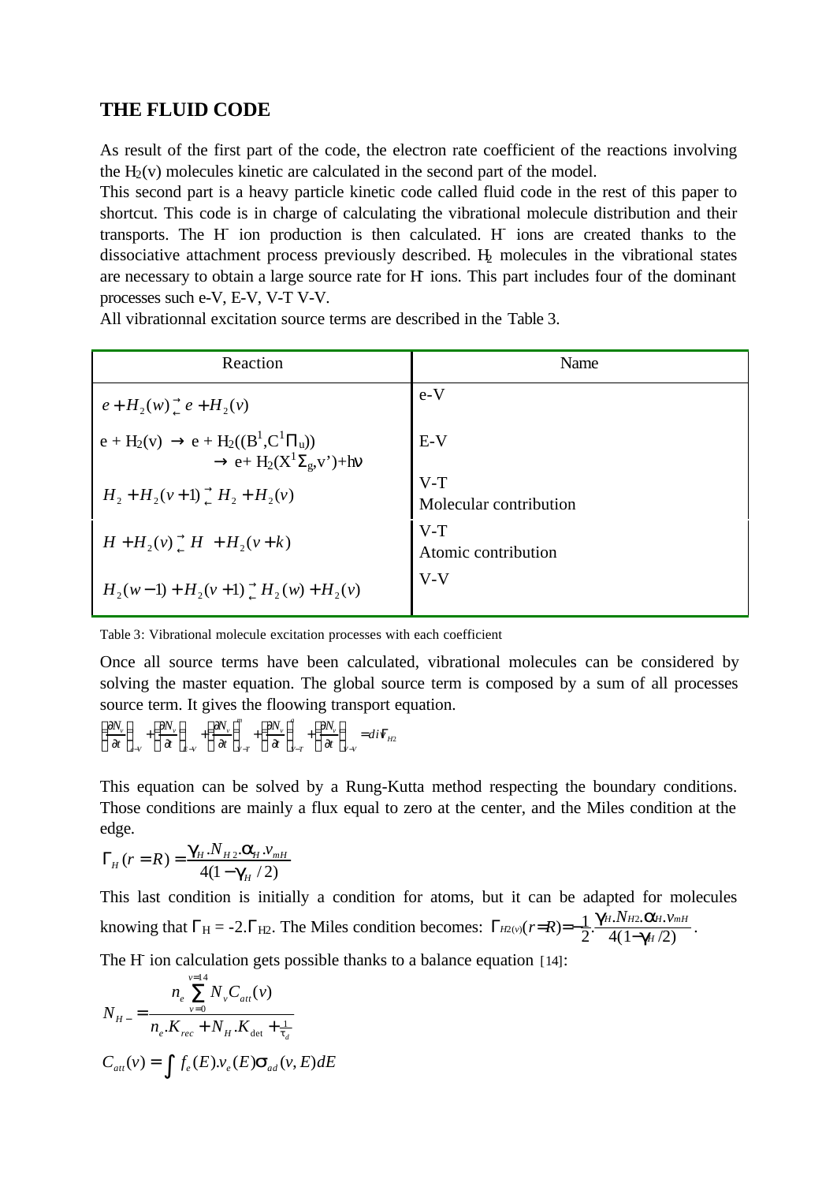## THE FLUID CODE

As result of the first part of the code, the electron rate coefficient of the reactions involving the $H_2(v)$ molecules kinetic are calculated in the second part of the model.

This second part is a heavy particle kinetic code called fluid code in the rest of this paper to shortcut. This code is in charge of calculating the vibrational molecule distribution and their transports. The $H^-$ ion production is then calculated. $H^-$ ions are created thanks to the dissociative attachment process previously described. $H_2$ molecules in the vibrational states are necessary to obtain a large source rate for $H^-$ ions. This part includes four of the dominant processes such e-V, E-V, V-T V-V.

All vibrationnal excitation source terms are described in the Table 3.

| Reaction | Name |
| --- | --- |
| $e + H_2(w) \rightleftarrows e + H_2(v)$ | e-V |
| $e + H_2(v) \rightarrow e + H_2((B^1,C^1\Pi_u))$ $\rightarrow e + H_2(X^1\Sigma_g,v') + h\nu$ | E-V |
| $H_2 + H_2(v+1) \rightleftarrows H_2 + H_2(v)$ | V-T Molecular contribution |
| $H + H_2(v) \rightleftarrows H + H_2(v+k)$ | V-T Atomic contribution |
| $H_2(w-1) + H_2(v+1) \rightleftarrows H_2(w) + H_2(v)$ | V-V |

Table 3: Vibrational molecule excitation processes with each coefficient

Once all source terms have been calculated, vibrational molecules can be considered by solving the master equation. The global source term is composed by a sum of all processes source term. It gives the floowing transport equation.

$$\left(\frac{\partial N_v}{\partial t}\right)_{e-V} + \left(\frac{\partial N_v}{\partial t}\right)_{E-V} + \left(\frac{\partial N_v}{\partial t}\right)_{V-T}^{m} + \left(\frac{\partial N_v}{\partial t}\right)_{V-T}^{a} + \left(\frac{\partial N_v}{\partial t}\right)_{V-V} = div\Gamma_{H2}$$

This equation can be solved by a Rung-Kutta method respecting the boundary conditions. Those conditions are mainly a flux equal to zero at the center, and the Miles condition at the edge.

$$\Gamma_H(r = R) = \frac{\gamma_H . N_{H2} . \alpha_H . v_{mH}}{4(1-\gamma_H/2)}$$

This last condition is initially a condition for atoms, but it can be adapted for molecules knowing that $\Gamma_H = -2.\Gamma_{H2}$. The Miles condition becomes: $\Gamma_{H2(v)}(r=R) = -\frac{1}{2} . \frac{\gamma_H . N_{H2} . \alpha_H . v_{mH}}{4(1-\gamma_H/2)}$.

The $H^-$ ion calculation gets possible thanks to a balance equation [14]:

$$N_{H-} = \frac{n_e \sum_{v=0}^{v=14} N_v C_{att}(v)}{n_e . K_{rec} + N_H . K_{\det} + \frac{1}{\tau_d}}$$

$$C_{att}(v) = \int f_e(E) . v_e(E) \sigma_{ad}(v, E) dE$$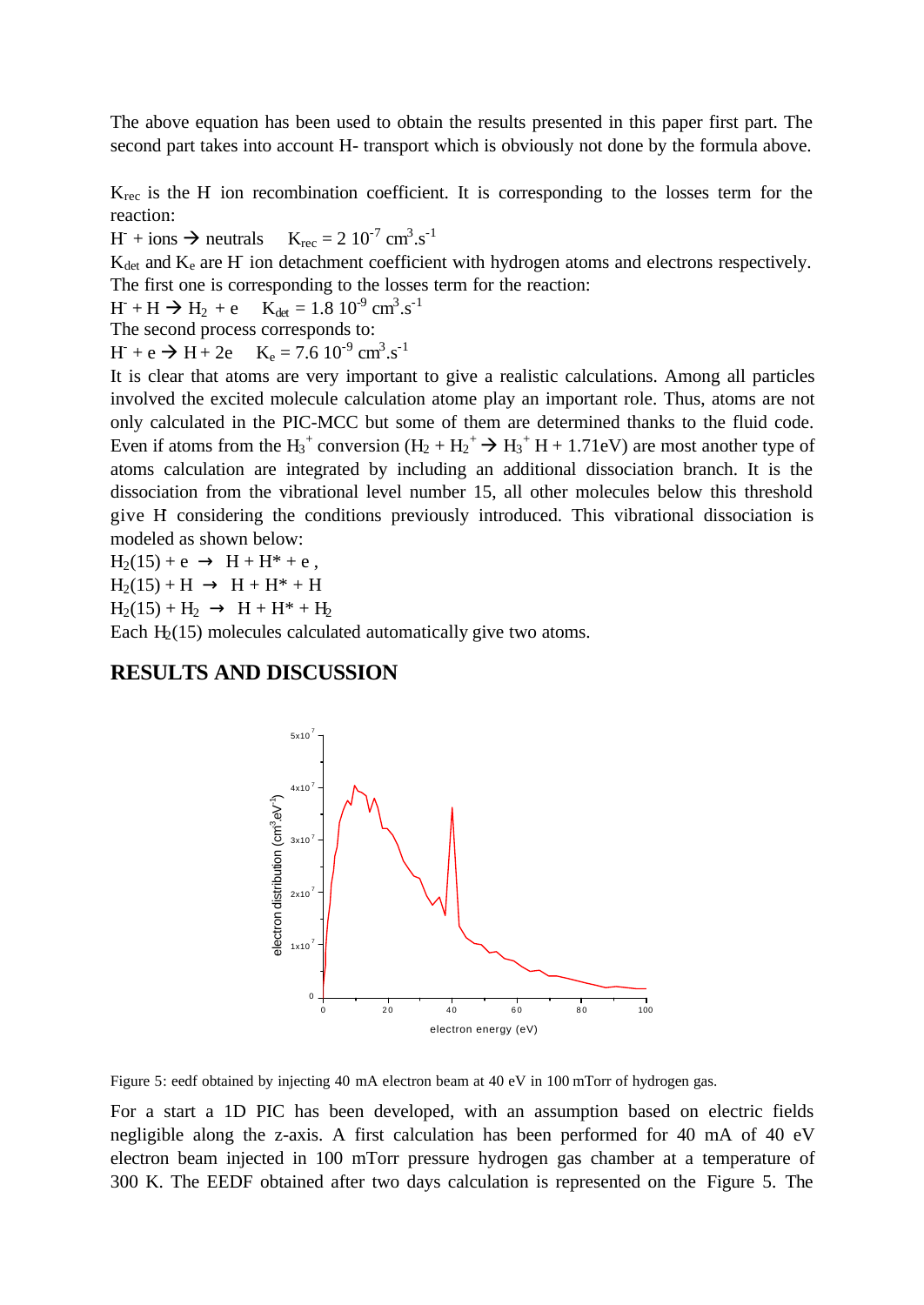The above equation has been used to obtain the results presented in this paper first part. The second part takes into account H- transport which is obviously not done by the formula above.

$K_{rec}$ is the H ion recombination coefficient. It is corresponding to the losses term for the reaction:

$H^- + ions \rightarrow neutrals \quad K_{rec} = 2\ 10^{-7}\ cm^3.s^{-1}$

$K_{det}$ and $K_e$ are $H^-$ ion detachment coefficient with hydrogen atoms and electrons respectively. The first one is corresponding to the losses term for the reaction:

$H^- + H \rightarrow H_2 + e \quad K_{det} = 1.8\ 10^{-9}\ cm^3.s^{-1}$

The second process corresponds to:

$H^- + e \rightarrow H + 2e \quad K_e = 7.6\ 10^{-9}\ cm^3.s^{-1}$

It is clear that atoms are very important to give a realistic calculations. Among all particles involved the excited molecule calculation atome play an important role. Thus, atoms are not only calculated in the PIC-MCC but some of them are determined thanks to the fluid code. Even if atoms from the $H_3^+$ conversion ($H_2 + H_2^+ \rightarrow H_3^+ H + 1.71eV$) are most another type of atoms calculation are integrated by including an additional dissociation branch. It is the dissociation from the vibrational level number 15, all other molecules below this threshold give H considering the conditions previously introduced. This vibrational dissociation is modeled as shown below:

$H_2(15) + e \rightarrow H + H^* + e$ ,

$H_2(15) + H \rightarrow H + H^* + H$

$H_2(15) + H_2 \rightarrow H + H^* + H_2$

Each $H_2(15)$ molecules calculated automatically give two atoms.

## RESULTS AND DISCUSSION

electron distribution (cm$^3$.eV$^{-1}$)

5x10$^7$
4x10$^7$
3x10$^7$
2x10$^7$
1x10$^7$
0

0 20 40 60 80 100

electron energy (eV)

Figure 5: eedf obtained by injecting 40 mA electron beam at 40 eV in 100 mTorr of hydrogen gas.

For a start a 1D PIC has been developed, with an assumption based on electric fields negligible along the z-axis. A first calculation has been performed for 40 mA of 40 eV electron beam injected in 100 mTorr pressure hydrogen gas chamber at a temperature of 300 K. The EEDF obtained after two days calculation is represented on the Figure 5. The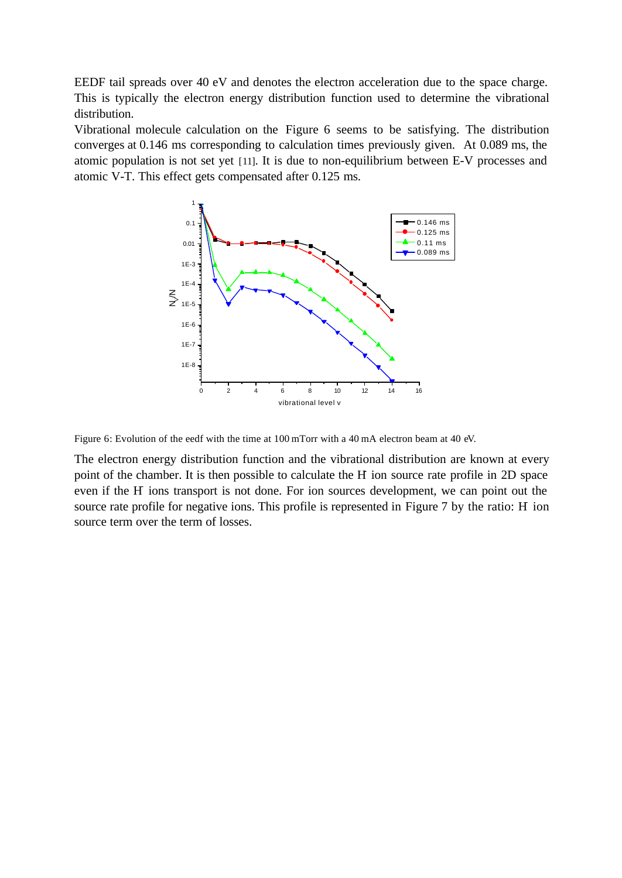EEDF tail spreads over 40 eV and denotes the electron acceleration due to the space charge. This is typically the electron energy distribution function used to determine the vibrational distribution.

Vibrational molecule calculation on the Figure 6 seems to be satisfying. The distribution converges at 0.146 ms corresponding to calculation times previously given. At 0.089 ms, the atomic population is not set yet [11]. It is due to non-equilibrium between E-V processes and atomic V-T. This effect gets compensated after 0.125 ms.

1
0.1
0.01
1E-3
1E-4
1E-5
1E-6
1E-7
1E-8
$N_v/N$
0
2
4
6
8
10
12
14
16
vibrational level v
0.146 ms
0.125 ms
0.11 ms
0.089 ms

Figure 6: Evolution of the eedf with the time at 100 mTorr with a 40 mA electron beam at 40 eV.

The electron energy distribution function and the vibrational distribution are known at every point of the chamber. It is then possible to calculate the $H^-$ ion source rate profile in 2D space even if the $H^-$ ions transport is not done. For ion sources development, we can point out the source rate profile for negative ions. This profile is represented in Figure 7 by the ratio: $H^-$ ion source term over the term of losses.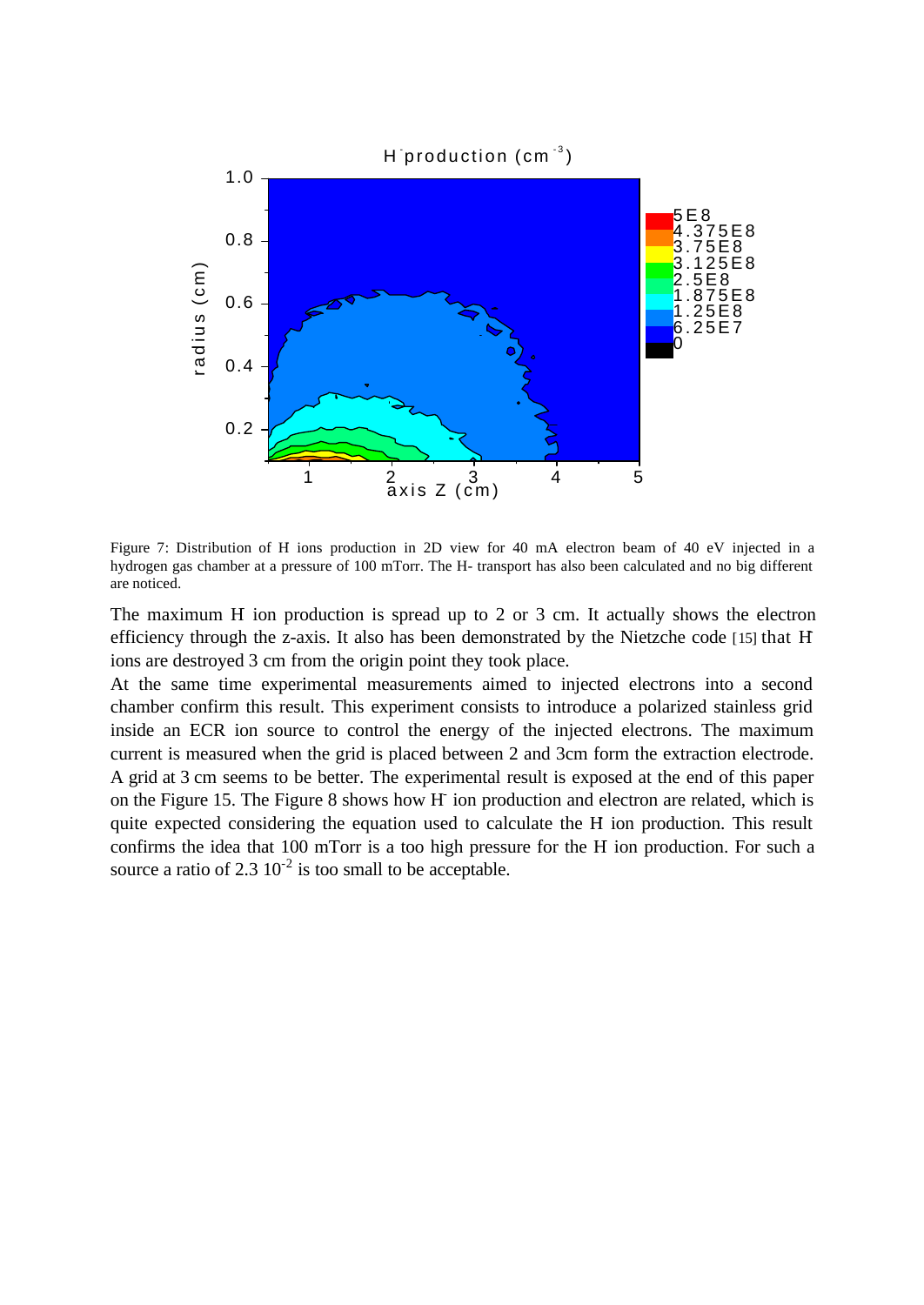H⁻production (cm⁻³)

1.0
0.8
0.6
0.4
0.2

radius (cm)

1
2
3
4
5

axis Z (cm)

5E8
4.375E8
3.75E8
3.125E8
2.5E8
1.875E8
1.25E8
6.25E7
0

Figure 7: Distribution of H ions production in 2D view for 40 mA electron beam of 40 eV injected in a hydrogen gas chamber at a pressure of 100 mTorr. The H- transport has also been calculated and no big different are noticed.

The maximum H ion production is spread up to 2 or 3 cm. It actually shows the electron efficiency through the z-axis. It also has been demonstrated by the Nietzche code [15] that $H^-$ ions are destroyed 3 cm from the origin point they took place.

At the same time experimental measurements aimed to injected electrons into a second chamber confirm this result. This experiment consists to introduce a polarized stainless grid inside an ECR ion source to control the energy of the injected electrons. The maximum current is measured when the grid is placed between 2 and 3cm form the extraction electrode. A grid at 3 cm seems to be better. The experimental result is exposed at the end of this paper on the Figure 15. The Figure 8 shows how $H^-$ ion production and electron are related, which is quite expected considering the equation used to calculate the $H^-$ ion production. This result confirms the idea that 100 mTorr is a too high pressure for the H ion production. For such a source a ratio of 2.3 $10^{-2}$ is too small to be acceptable.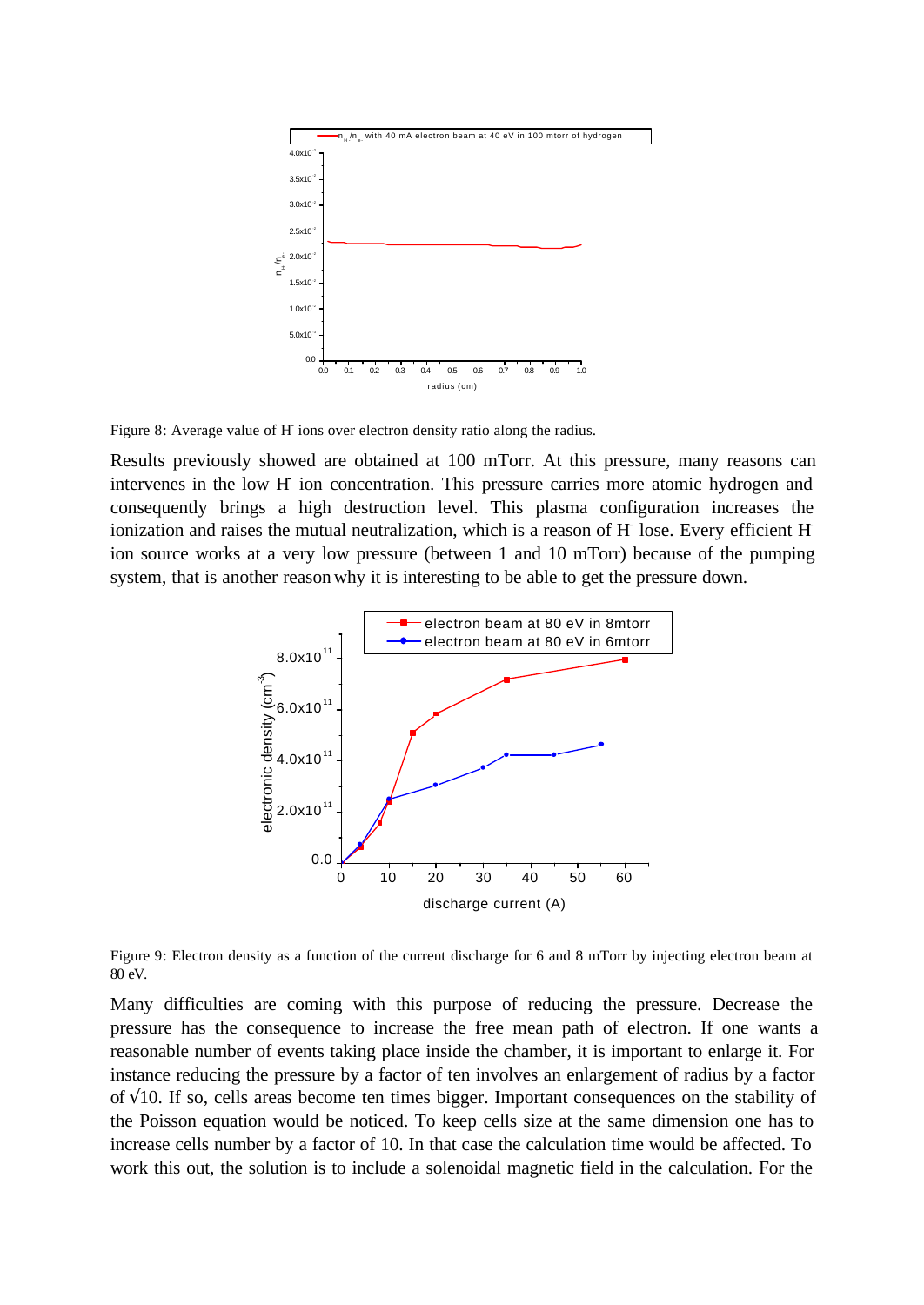$n_{H^-}/n_{e^-}$ with 40 mA electron beam at 40 eV in 100 mtorr of hydrogen

4.0x10⁻²
3.5x10⁻²
3.0x10⁻²
2.5x10⁻²
2.0x10⁻²
1.5x10⁻²
1.0x10⁻²
5.0x10⁻³
0.0

$n_{H^-}/n_{e^-}$

0.0 0.1 0.2 0.3 0.4 0.5 0.6 0.7 0.8 0.9 1.0

radius (cm)

Figure 8: Average value of $H^-$ ions over electron density ratio along the radius.

Results previously showed are obtained at 100 mTorr. At this pressure, many reasons can intervenes in the low $H^-$ ion concentration. This pressure carries more atomic hydrogen and consequently brings a high destruction level. This plasma configuration increases the ionization and raises the mutual neutralization, which is a reason of $H^-$ lose. Every efficient $H^-$ ion source works at a very low pressure (between 1 and 10 mTorr) because of the pumping system, that is another reason why it is interesting to be able to get the pressure down.

electron beam at 80 eV in 8mtorr
electron beam at 80 eV in 6mtorr

8.0x10¹¹
6.0x10¹¹
4.0x10¹¹
2.0x10¹¹
0.0

electronic density (cm⁻³)

0 10 20 30 40 50 60

discharge current (A)

Figure 9: Electron density as a function of the current discharge for 6 and 8 mTorr by injecting electron beam at 80 eV.

Many difficulties are coming with this purpose of reducing the pressure. Decrease the pressure has the consequence to increase the free mean path of electron. If one wants a reasonable number of events taking place inside the chamber, it is important to enlarge it. For instance reducing the pressure by a factor of ten involves an enlargement of radius by a factor of $\sqrt{10}$. If so, cells areas become ten times bigger. Important consequences on the stability of the Poisson equation would be noticed. To keep cells size at the same dimension one has to increase cells number by a factor of 10. In that case the calculation time would be affected. To work this out, the solution is to include a solenoidal magnetic field in the calculation. For the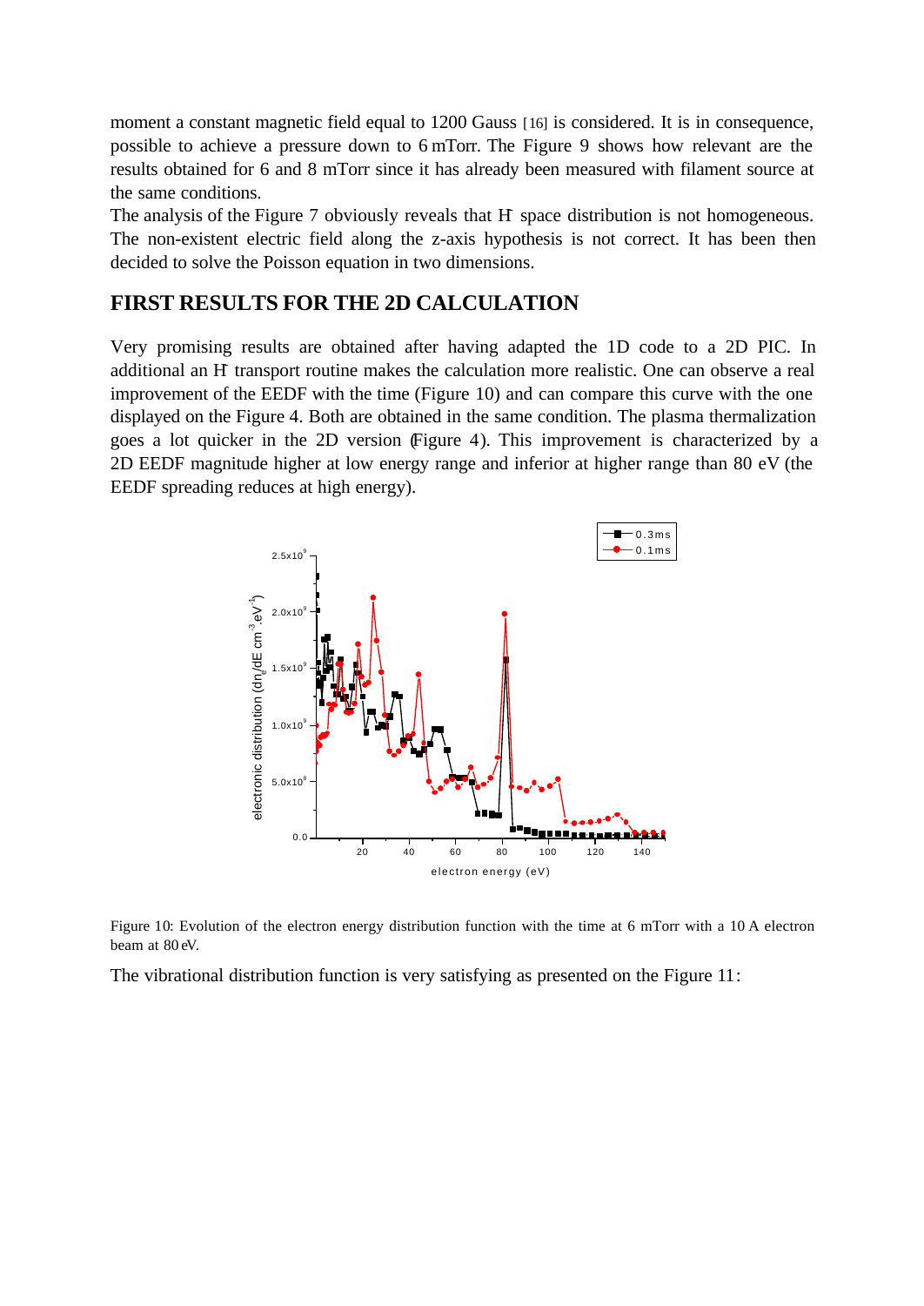moment a constant magnetic field equal to 1200 Gauss [16] is considered. It is in consequence, possible to achieve a pressure down to 6 mTorr. The Figure 9 shows how relevant are the results obtained for 6 and 8 mTorr since it has already been measured with filament source at the same conditions.

The analysis of the Figure 7 obviously reveals that $H^-$ space distribution is not homogeneous. The non-existent electric field along the z-axis hypothesis is not correct. It has been then decided to solve the Poisson equation in two dimensions.

## FIRST RESULTS FOR THE 2D CALCULATION

Very promising results are obtained after having adapted the 1D code to a 2D PIC. In additional an $H^-$ transport routine makes the calculation more realistic. One can observe a real improvement of the EEDF with the time (Figure 10) and can compare this curve with the one displayed on the Figure 4. Both are obtained in the same condition. The plasma thermalization goes a lot quicker in the 2D version (Figure 4). This improvement is characterized by a 2D EEDF magnitude higher at low energy range and inferior at higher range than 80 eV (the EEDF spreading reduces at high energy).

0.3ms
0.1ms
electronic distribution ($dn_e/dE$ cm$^{-3}$.eV$^{-1}$)
2.5x10$^9$
2.0x10$^9$
1.5x10$^9$
1.0x10$^9$
5.0x10$^8$
0.0
20 40 60 80 100 120 140
electron energy (eV)

Figure 10: Evolution of the electron energy distribution function with the time at 6 mTorr with a 10 A electron beam at 80 eV.

The vibrational distribution function is very satisfying as presented on the Figure 11: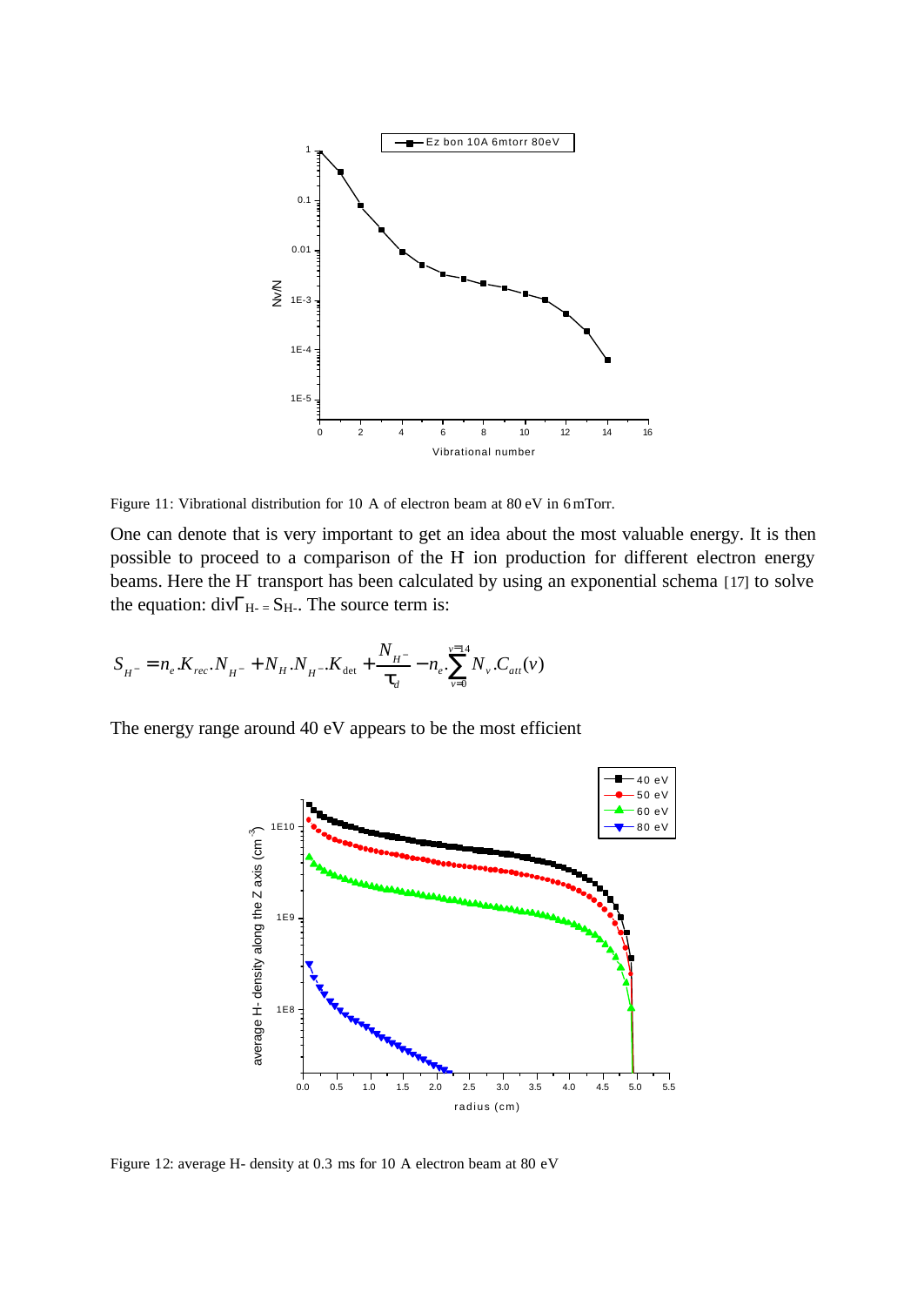Ez bon 10A 6mtorr 80eV

1

0.1

0.01

1E-3

1E-4

1E-5

Nv/N

0 2 4 6 8 10 12 14 16

Vibrational number

Figure 11: Vibrational distribution for 10 A of electron beam at 80 eV in 6 mTorr.

One can denote that is very important to get an idea about the most valuable energy. It is then possible to proceed to a comparison of the H⁻ ion production for different electron energy beams. Here the H⁻ transport has been calculated by using an exponential schema [17] to solve the equation: $\mathrm{div}\Gamma_{H-} = S_{H-}$. The source term is:

$$S_{H^-} = n_e.K_{rec}.N_{H^-} + N_H.N_{H^-}.K_{\det} + \frac{N_{H^-}}{\tau_d} - n_e.\sum_{v=0}^{v=14} N_v.C_{att}(v)$$

The energy range around 40 eV appears to be the most efficient

40 eV
50 eV
60 eV
80 eV

1E10

1E9

1E8

average H- density along the Z axis (cm⁻³)

0.0 0.5 1.0 1.5 2.0 2.5 3.0 3.5 4.0 4.5 5.0 5.5

radius (cm)

Figure 12: average H- density at 0.3 ms for 10 A electron beam at 80 eV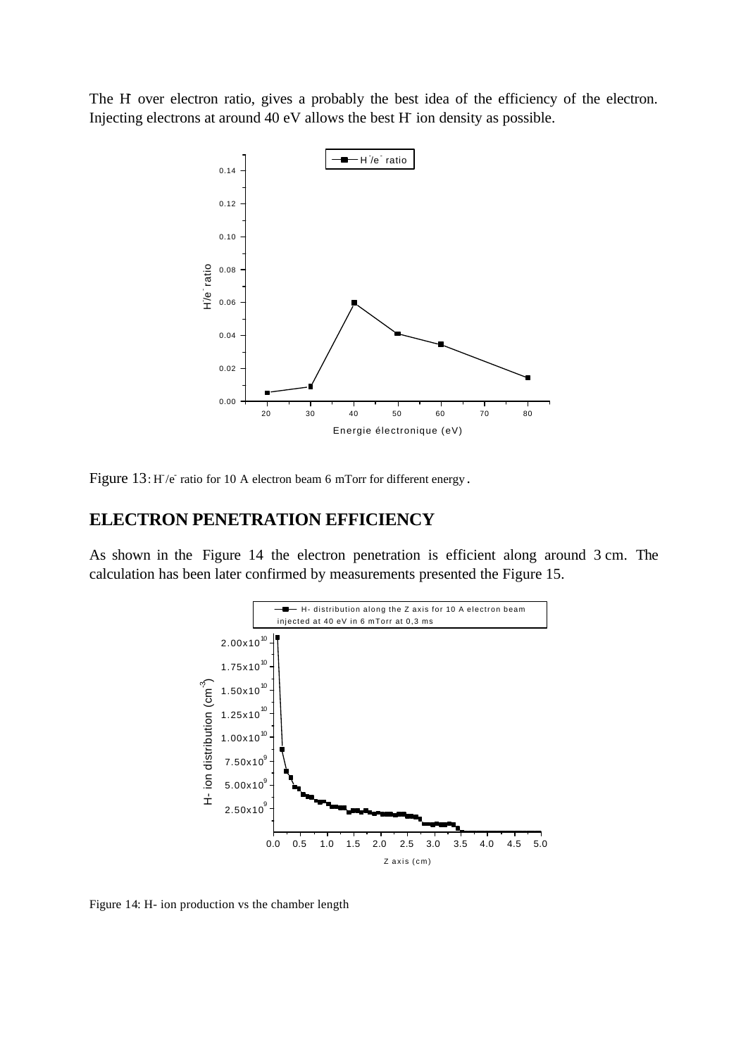The $H^-$ over electron ratio, gives a probably the best idea of the efficiency of the electron. Injecting electrons at around 40 eV allows the best $H^-$ ion density as possible.

$H^-/e^-$ ratio

0.14
0.12
0.10
0.08
0.06
0.04
0.02
0.00

$H^-/e^-$ ratio

20 30 40 50 60 70 80

Energie électronique (eV)

Figure 13: $H^-/e^-$ ratio for 10 A electron beam 6 mTorr for different energy.

## ELECTRON PENETRATION EFFICIENCY

As shown in the Figure 14 the electron penetration is efficient along around 3 cm. The calculation has been later confirmed by measurements presented the Figure 15.

H- distribution along the Z axis for 10 A electron beam injected at 40 eV in 6 mTorr at 0,3 ms

$2.00\times10^{10}$
$1.75\times10^{10}$
$1.50\times10^{10}$
$1.25\times10^{10}$
$1.00\times10^{10}$
$7.50\times10^{9}$
$5.00\times10^{9}$
$2.50\times10^{9}$

H- ion distribution ($cm^{-3}$)

0.0 0.5 1.0 1.5 2.0 2.5 3.0 3.5 4.0 4.5 5.0

Z axis (cm)

Figure 14: H- ion production vs the chamber length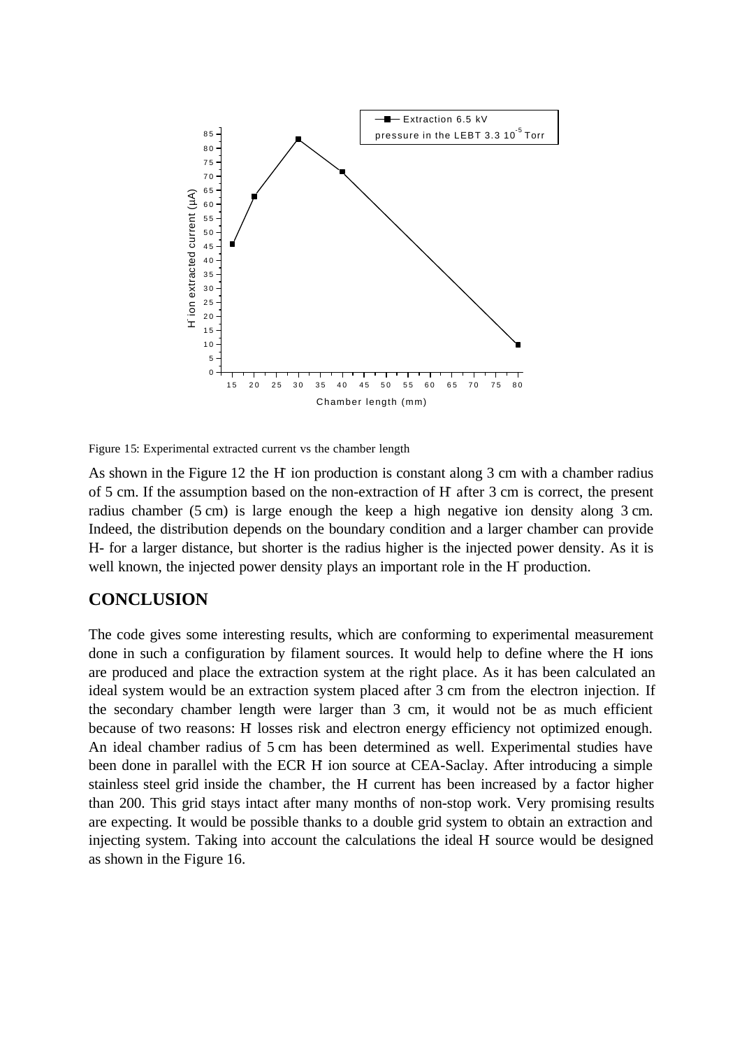Extraction 6.5 kV

pressure in the LEBT 3.3 $10^{-5}$ Torr

$H^-$ ion extracted current (µA)

0 5 10 15 20 25 30 35 40 45 50 55 60 65 70 75 80 85

15 20 25 30 35 40 45 50 55 60 65 70 75 80

Chamber length (mm)

Figure 15: Experimental extracted current vs the chamber length

As shown in the Figure 12 the $H^-$ ion production is constant along 3 cm with a chamber radius of 5 cm. If the assumption based on the non-extraction of $H^-$ after 3 cm is correct, the present radius chamber (5 cm) is large enough the keep a high negative ion density along 3 cm. Indeed, the distribution depends on the boundary condition and a larger chamber can provide H- for a larger distance, but shorter is the radius higher is the injected power density. As it is well known, the injected power density plays an important role in the $H^-$ production.

## CONCLUSION

The code gives some interesting results, which are conforming to experimental measurement done in such a configuration by filament sources. It would help to define where the $H^-$ ions are produced and place the extraction system at the right place. As it has been calculated an ideal system would be an extraction system placed after 3 cm from the electron injection. If the secondary chamber length were larger than 3 cm, it would not be as much efficient because of two reasons: $H^-$ losses risk and electron energy efficiency not optimized enough. An ideal chamber radius of 5 cm has been determined as well. Experimental studies have been done in parallel with the ECR $H^-$ ion source at CEA-Saclay. After introducing a simple stainless steel grid inside the chamber, the $H^-$ current has been increased by a factor higher than 200. This grid stays intact after many months of non-stop work. Very promising results are expecting. It would be possible thanks to a double grid system to obtain an extraction and injecting system. Taking into account the calculations the ideal $H^-$ source would be designed as shown in the Figure 16.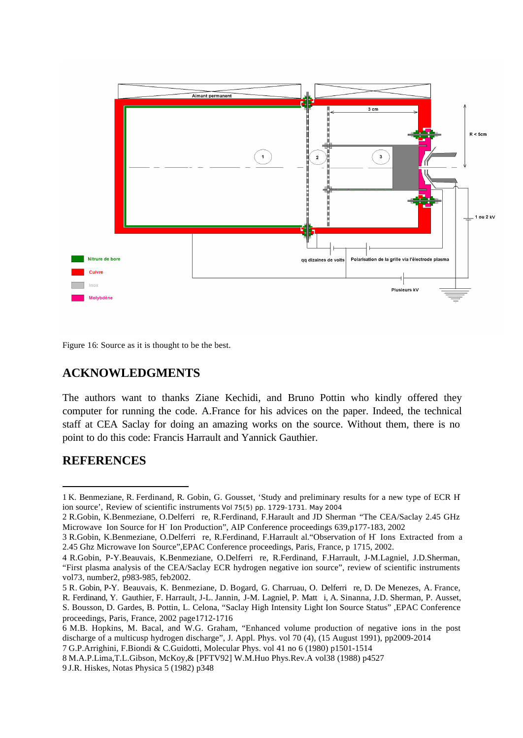Aimant permanent

3 cm

R < 5cm

1

2

3

1 ou 2 kV

Nitrure de bore

Cuivre

Inox

Molybdène

qq dizaines de volts

Polarisation de la grille via l'électrode plasma

Plusieurs kV

Figure 16: Source as it is thought to be the best.

## ACKNOWLEDGMENTS

The authors want to thanks Ziane Kechidi, and Bruno Pottin who kindly offered they computer for running the code. A.France for his advices on the paper. Indeed, the technical staff at CEA Saclay for doing an amazing works on the source. Without them, there is no point to do this code: Francis Harrault and Yannick Gauthier.

## REFERENCES

1 K. Benmeziane, R. Ferdinand, R. Gobin, G. Gousset, 'Study and preliminary results for a new type of ECR H⁻ ion source', Review of scientific instruments Vol 75(5) pp. 1729-1731. May 2004

2 R.Gobin, K.Benmeziane, O.Delferri re, R.Ferdinand, F.Harault and JD Sherman "The CEA/Saclay 2.45 GHz Microwave Ion Source for H⁻ Ion Production", AIP Conference proceedings 639,p177-183, 2002

3 R.Gobin, K.Benmeziane, O.Delferri re, R.Ferdinand, F.Harrault al."Observation of H⁻ Ions Extracted from a 2.45 Ghz Microwave Ion Source",EPAC Conference proceedings, Paris, France, p 1715, 2002.

4 R.Gobin, P-Y.Beauvais, K.Benmeziane, O.Delferri re, R.Ferdinand, F.Harrault, J-M.Lagniel, J.D.Sherman, "First plasma analysis of the CEA/Saclay ECR hydrogen negative ion source", review of scientific instruments vol73, number2, p983-985, feb2002.

5 R. Gobin, P-Y. Beauvais, K. Benmeziane, D. Bogard, G. Charruau, O. Delferri re, D. De Menezes, A. France, R. Ferdinand, Y. Gauthier, F. Harrault, J-L. Jannin, J-M. Lagniel, P. Matt i, A. Sinanna, J.D. Sherman, P. Ausset, S. Bousson, D. Gardes, B. Pottin, L. Celona, "Saclay High Intensity Light Ion Source Status" ,EPAC Conference proceedings, Paris, France, 2002 page1712-1716

6 M.B. Hopkins, M. Bacal, and W.G. Graham, "Enhanced volume production of negative ions in the post discharge of a multicusp hydrogen discharge", J. Appl. Phys. vol 70 (4), (15 August 1991), pp2009-2014

7 G.P.Arrighini, F.Biondi & C.Guidotti, Molecular Phys. vol 41 no 6 (1980) p1501-1514

8 M.A.P.Lima,T.L.Gibson, McKoy,& [PFTV92] W.M.Huo Phys.Rev.A vol38 (1988) p4527

9 J.R. Hiskes, Notas Physica 5 (1982) p348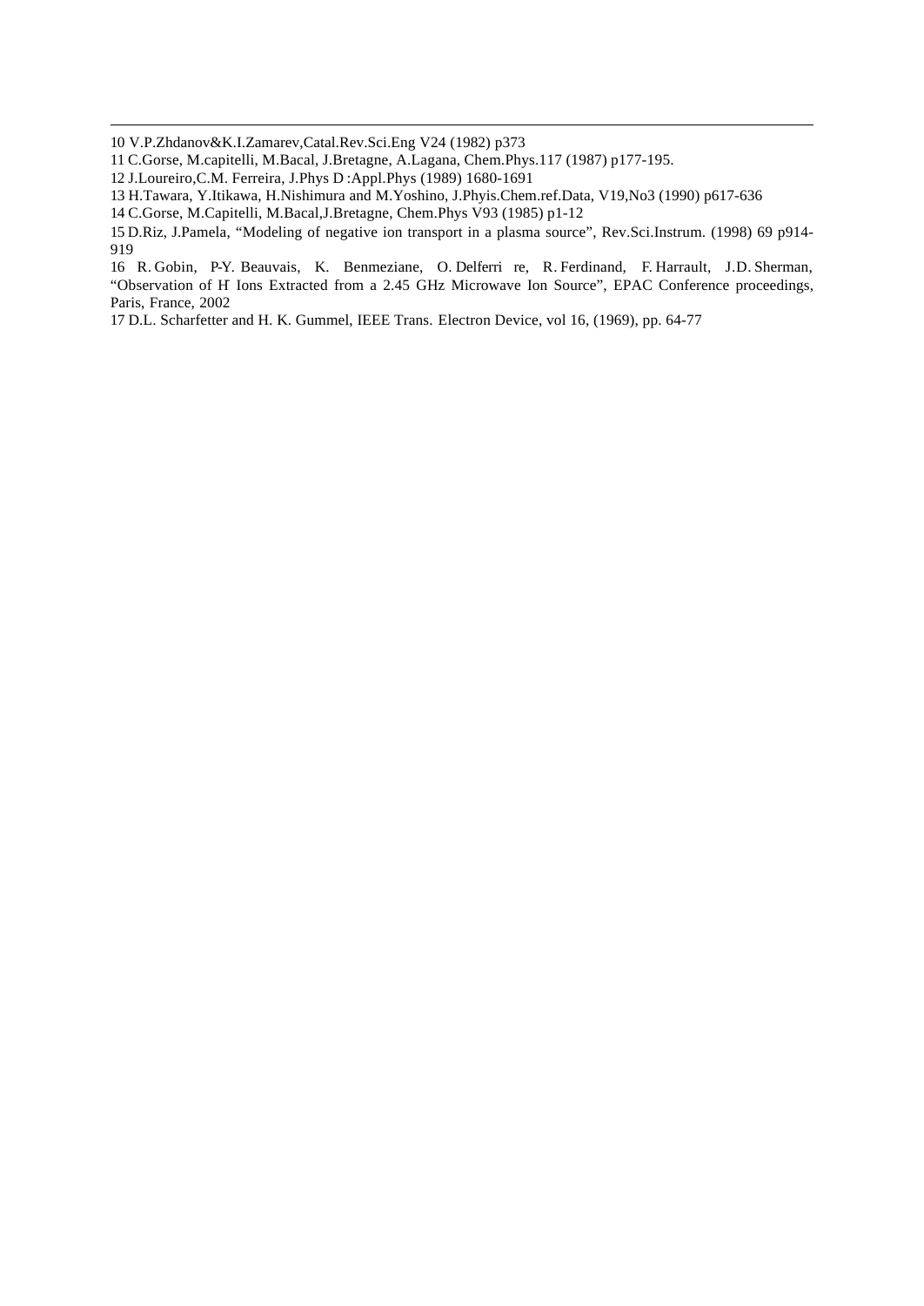10 V.P.Zhdanov&K.I.Zamarev,Catal.Rev.Sci.Eng V24 (1982) p373

11 C.Gorse, M.capitelli, M.Bacal, J.Bretagne, A.Lagana, Chem.Phys.117 (1987) p177-195.

12 J.Loureiro,C.M. Ferreira, J.Phys D :Appl.Phys (1989) 1680-1691

13 H.Tawara, Y.Itikawa, H.Nishimura and M.Yoshino, J.Phyis.Chem.ref.Data, V19,No3 (1990) p617-636

14 C.Gorse, M.Capitelli, M.Bacal,J.Bretagne, Chem.Phys V93 (1985) p1-12

15 D.Riz, J.Pamela, "Modeling of negative ion transport in a plasma source", Rev.Sci.Instrum. (1998) 69 p914-919

16 R. Gobin, P-Y. Beauvais, K. Benmeziane, O. Delferri re, R. Ferdinand, F. Harrault, J.D. Sherman, "Observation of H Ions Extracted from a 2.45 GHz Microwave Ion Source", EPAC Conference proceedings, Paris, France, 2002

17 D.L. Scharfetter and H. K. Gummel, IEEE Trans. Electron Device, vol 16, (1969), pp. 64-77